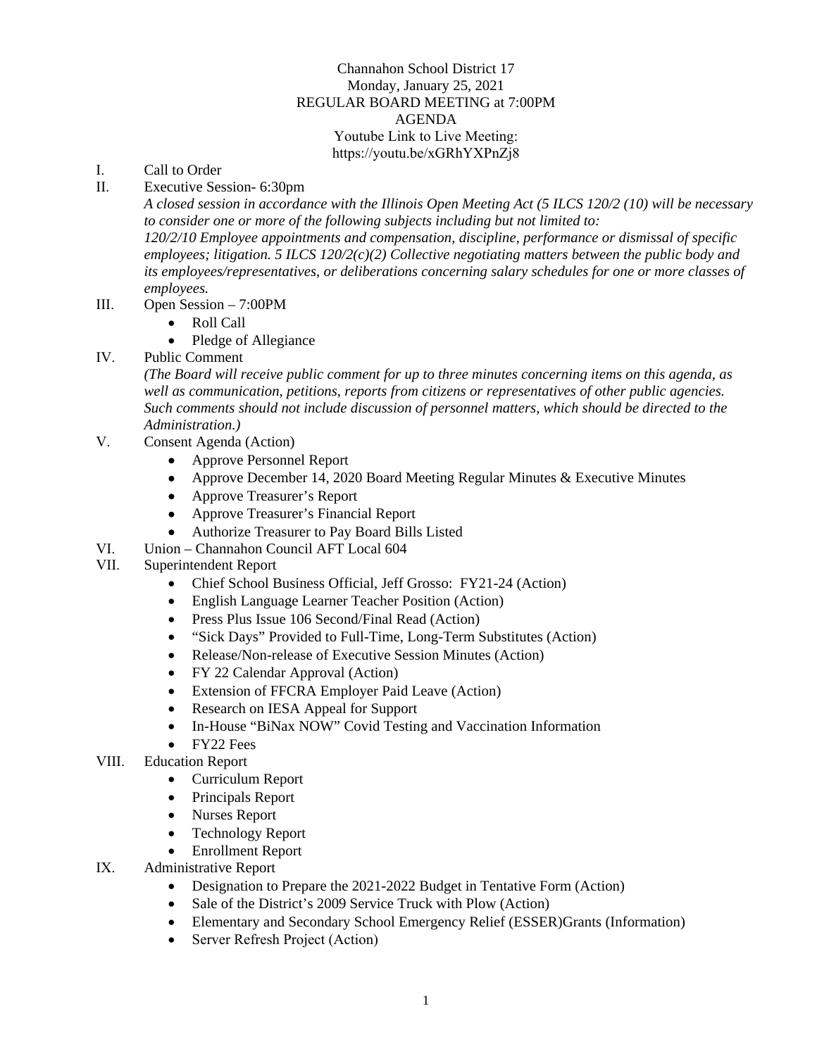Channahon School District 17
Monday, January 25, 2021
REGULAR BOARD MEETING at 7:00PM
AGENDA
Youtube Link to Live Meeting:
https://youtu.be/xGRhYXPnZj8

I. Call to Order

II. Executive Session- 6:30pm
*A closed session in accordance with the Illinois Open Meeting Act (5 ILCS 120/2 (10) will be necessary to consider one or more of the following subjects including but not limited to: 120/2/10 Employee appointments and compensation, discipline, performance or dismissal of specific employees; litigation. 5 ILCS 120/2(c)(2) Collective negotiating matters between the public body and its employees/representatives, or deliberations concerning salary schedules for one or more classes of employees.*

III. Open Session – 7:00PM
- Roll Call
- Pledge of Allegiance

IV. Public Comment
*(The Board will receive public comment for up to three minutes concerning items on this agenda, as well as communication, petitions, reports from citizens or representatives of other public agencies. Such comments should not include discussion of personnel matters, which should be directed to the Administration.)*

V. Consent Agenda (Action)
- Approve Personnel Report
- Approve December 14, 2020 Board Meeting Regular Minutes & Executive Minutes
- Approve Treasurer's Report
- Approve Treasurer's Financial Report
- Authorize Treasurer to Pay Board Bills Listed

VI. Union – Channahon Council AFT Local 604

VII. Superintendent Report
- Chief School Business Official, Jeff Grosso: FY21-24 (Action)
- English Language Learner Teacher Position (Action)
- Press Plus Issue 106 Second/Final Read (Action)
- "Sick Days" Provided to Full-Time, Long-Term Substitutes (Action)
- Release/Non-release of Executive Session Minutes (Action)
- FY 22 Calendar Approval (Action)
- Extension of FFCRA Employer Paid Leave (Action)
- Research on IESA Appeal for Support
- In-House "BiNax NOW" Covid Testing and Vaccination Information
- FY22 Fees

VIII. Education Report
- Curriculum Report
- Principals Report
- Nurses Report
- Technology Report
- Enrollment Report

IX. Administrative Report
- Designation to Prepare the 2021-2022 Budget in Tentative Form (Action)
- Sale of the District's 2009 Service Truck with Plow (Action)
- Elementary and Secondary School Emergency Relief (ESSER)Grants (Information)
- Server Refresh Project (Action)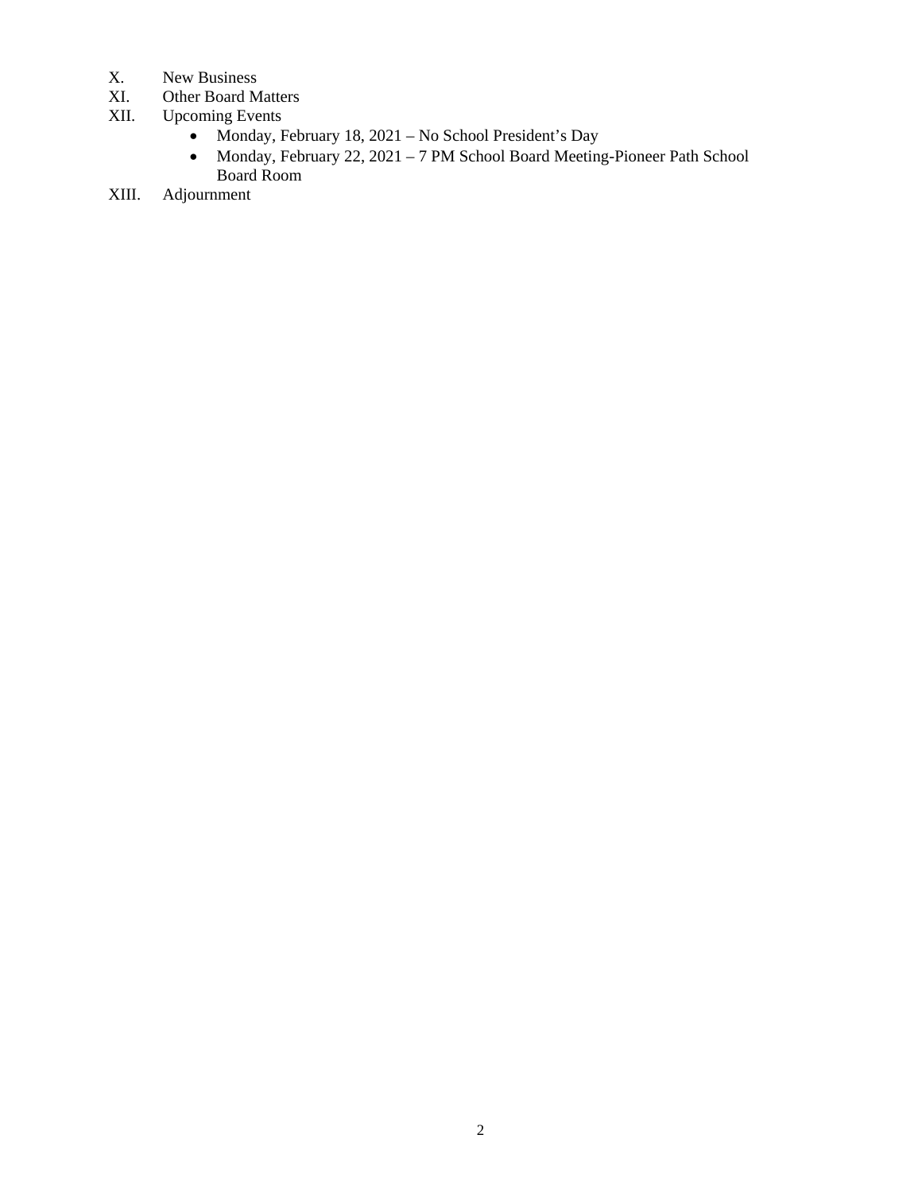X. New Business

XI. Other Board Matters

XII. Upcoming Events

- Monday, February 18, 2021 – No School President's Day
- Monday, February 22, 2021 – 7 PM School Board Meeting-Pioneer Path School Board Room

XIII. Adjournment